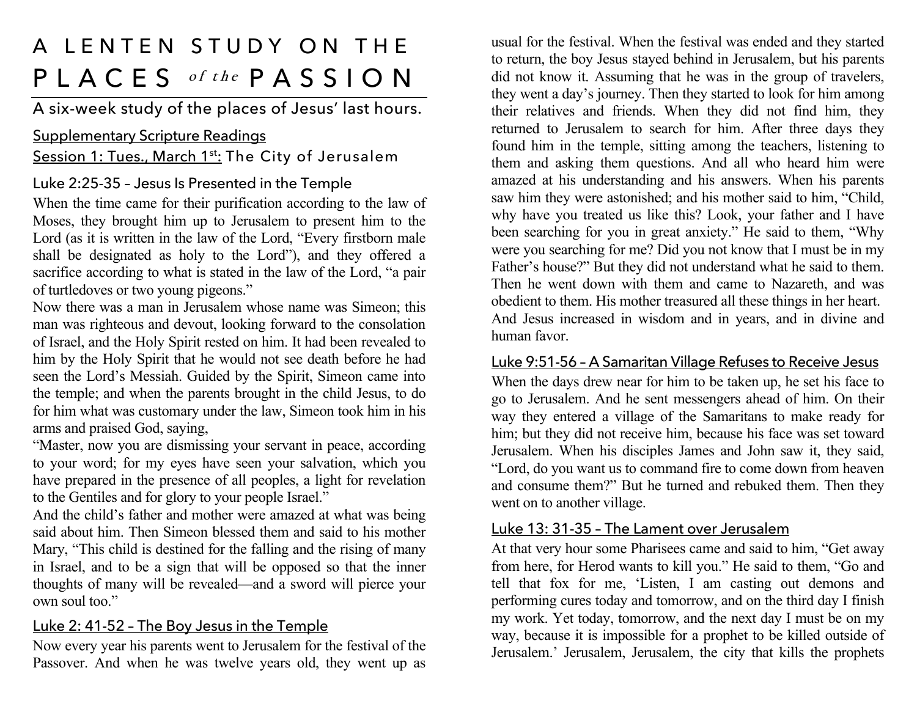# A LENTEN STUDY ON THE PLACES *of the* PASSION

A six-week study of the places of Jesus' last hours.

## Supplementary Scripture Readings

## Session 1: Tues., March 1st: The City of Jerusalem

### Luke 2:25-35 – Jesus Is Presented in the Temple

When the time came for their purification according to the law of Moses, they brought him up to Jerusalem to present him to the Lord (as it is written in the law of the Lord, "Every firstborn male shall be designated as holy to the Lord"), and they offered a sacrifice according to what is stated in the law of the Lord, "a pair of turtledoves or two young pigeons."

Now there was a man in Jerusalem whose name was Simeon; this man was righteous and devout, looking forward to the consolation of Israel, and the Holy Spirit rested on him. It had been revealed to him by the Holy Spirit that he would not see death before he had seen the Lord's Messiah. Guided by the Spirit, Simeon came into the temple; and when the parents brought in the child Jesus, to do for him what was customary under the law, Simeon took him in his arms and praised God, saying,

"Master, now you are dismissing your servant in peace, according to your word; for my eyes have seen your salvation, which you have prepared in the presence of all peoples, a light for revelation to the Gentiles and for glory to your people Israel."

And the child's father and mother were amazed at what was being said about him. Then Simeon blessed them and said to his mother Mary, "This child is destined for the falling and the rising of many in Israel, and to be a sign that will be opposed so that the inner thoughts of many will be revealed—and a sword will pierce your own soul too."

### Luke 2: 41-52 – The Boy Jesus in the Temple

Now every year his parents went to Jerusalem for the festival of the Passover. And when he was twelve years old, they went up as usual for the festival. When the festival was ended and they started to return, the boy Jesus stayed behind in Jerusalem, but his parents did not know it. Assuming that he was in the group of travelers, they went a day's journey. Then they started to look for him among their relatives and friends. When they did not find him, they returned to Jerusalem to search for him. After three days they found him in the temple, sitting among the teachers, listening to them and asking them questions. And all who heard him were amazed at his understanding and his answers. When his parents saw him they were astonished; and his mother said to him, "Child, why have you treated us like this? Look, your father and I have been searching for you in great anxiety." He said to them, "Why were you searching for me? Did you not know that I must be in my Father's house?" But they did not understand what he said to them. Then he went down with them and came to Nazareth, and was obedient to them. His mother treasured all these things in her heart.

And Jesus increased in wisdom and in years, and in divine and human favor.

### Luke 9:51-56 – A Samaritan Village Refuses to Receive Jesus

When the days drew near for him to be taken up, he set his face to go to Jerusalem. And he sent messengers ahead of him. On their way they entered a village of the Samaritans to make ready for him; but they did not receive him, because his face was set toward Jerusalem. When his disciples James and John saw it, they said, "Lord, do you want us to command fire to come down from heaven and consume them?" But he turned and rebuked them. Then they went on to another village.

### Luke 13: 31-35 – The Lament over Jerusalem

At that very hour some Pharisees came and said to him, "Get away from here, for Herod wants to kill you." He said to them, "Go and tell that fox for me, 'Listen, I am casting out demons and performing cures today and tomorrow, and on the third day I finish my work. Yet today, tomorrow, and the next day I must be on my way, because it is impossible for a prophet to be killed outside of Jerusalem.' Jerusalem, Jerusalem, the city that kills the prophets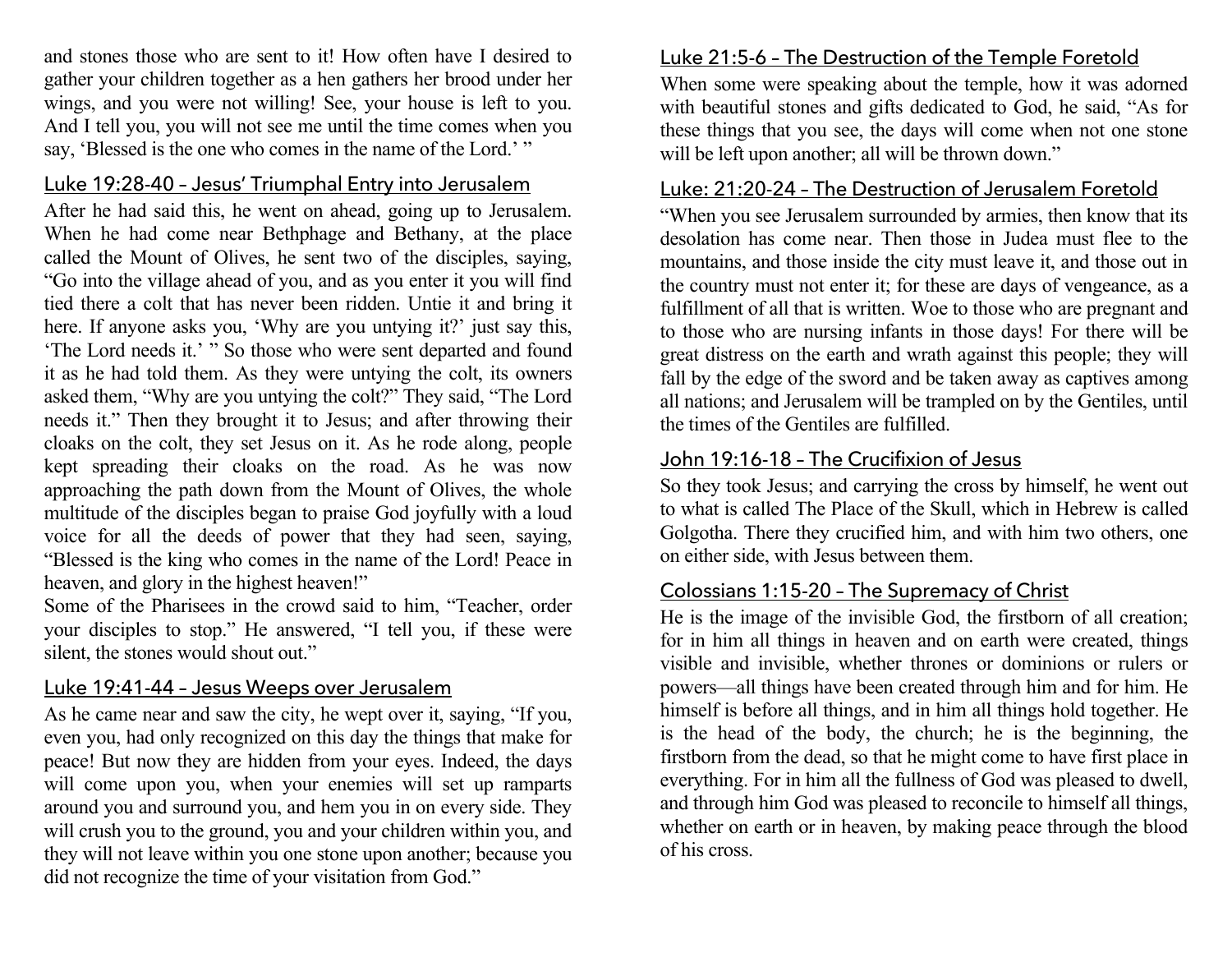and stones those who are sent to it! How often have I desired to gather your children together as a hen gathers her brood under her wings, and you were not willing! See, your house is left to you. And I tell you, you will not see me until the time comes when you say, 'Blessed is the one who comes in the name of the Lord.' "

## Luke 19:28-40 – Jesus' Triumphal Entry into Jerusalem

After he had said this, he went on ahead, going up to Jerusalem. When he had come near Bethphage and Bethany, at the place called the Mount of Olives, he sent two of the disciples, saying, "Go into the village ahead of you, and as you enter it you will find tied there a colt that has never been ridden. Untie it and bring it here. If anyone asks you, 'Why are you untying it?' just say this, 'The Lord needs it.' " So those who were sent departed and found it as he had told them. As they were untying the colt, its owners asked them, "Why are you untying the colt?" They said, "The Lord needs it." Then they brought it to Jesus; and after throwing their cloaks on the colt, they set Jesus on it. As he rode along, people kept spreading their cloaks on the road. As he was now approaching the path down from the Mount of Olives, the whole multitude of the disciples began to praise God joyfully with a loud voice for all the deeds of power that they had seen, saying, "Blessed is the king who comes in the name of the Lord! Peace in heaven, and glory in the highest heaven!"

Some of the Pharisees in the crowd said to him, "Teacher, order your disciples to stop." He answered, "I tell you, if these were silent, the stones would shout out."

## Luke 19:41-44 – Jesus Weeps over Jerusalem

As he came near and saw the city, he wept over it, saying, "If you, even you, had only recognized on this day the things that make for peace! But now they are hidden from your eyes. Indeed, the days will come upon you, when your enemies will set up ramparts around you and surround you, and hem you in on every side. They will crush you to the ground, you and your children within you, and they will not leave within you one stone upon another; because you did not recognize the time of your visitation from God."

## Luke 21:5-6 – The Destruction of the Temple Foretold

When some were speaking about the temple, how it was adorned with beautiful stones and gifts dedicated to God, he said, "As for these things that you see, the days will come when not one stone will be left upon another; all will be thrown down."

## Luke: 21:20-24 – The Destruction of Jerusalem Foretold

"When you see Jerusalem surrounded by armies, then know that its desolation has come near. Then those in Judea must flee to the mountains, and those inside the city must leave it, and those out in the country must not enter it; for these are days of vengeance, as a fulfillment of all that is written. Woe to those who are pregnant and to those who are nursing infants in those days! For there will be great distress on the earth and wrath against this people; they will fall by the edge of the sword and be taken away as captives among all nations; and Jerusalem will be trampled on by the Gentiles, until the times of the Gentiles are fulfilled.

## John 19:16-18 – The Crucifixion of Jesus

So they took Jesus; and carrying the cross by himself, he went out to what is called The Place of the Skull, which in Hebrew is called Golgotha. There they crucified him, and with him two others, one on either side, with Jesus between them.

## Colossians 1:15-20 – The Supremacy of Christ

He is the image of the invisible God, the firstborn of all creation; for in him all things in heaven and on earth were created, things visible and invisible, whether thrones or dominions or rulers or powers—all things have been created through him and for him. He himself is before all things, and in him all things hold together. He is the head of the body, the church; he is the beginning, the firstborn from the dead, so that he might come to have first place in everything. For in him all the fullness of God was pleased to dwell, and through him God was pleased to reconcile to himself all things, whether on earth or in heaven, by making peace through the blood of his cross.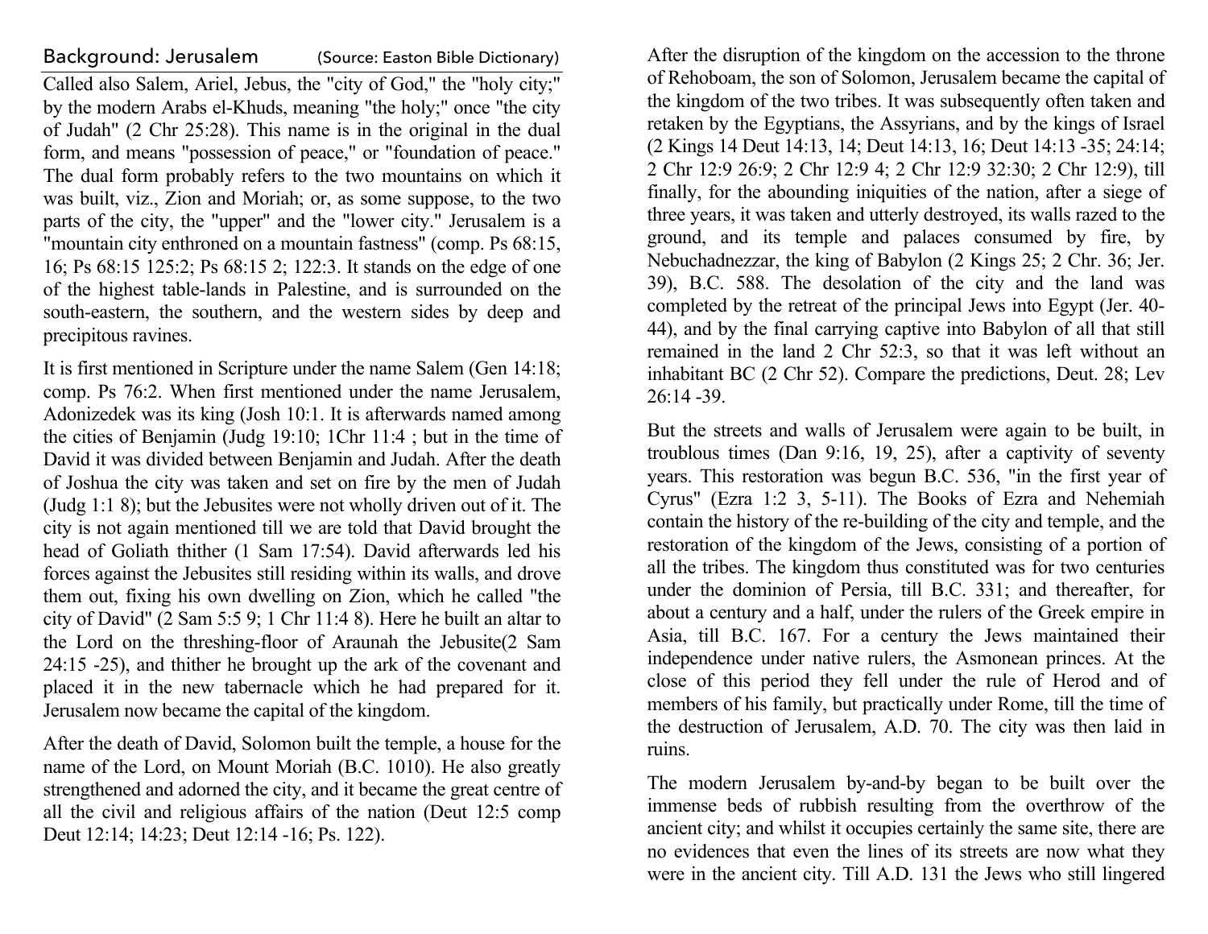## Background: Jerusalem (Source: Easton Bible Dictionary)

Called also Salem, Ariel, Jebus, the "city of God," the "holy city;" by the modern Arabs el-Khuds, meaning "the holy;" once "the city of Judah" (2 Chr 25:28). This name is in the original in the dual form, and means "possession of peace," or "foundation of peace." The dual form probably refers to the two mountains on which it was built, viz., Zion and Moriah; or, as some suppose, to the two parts of the city, the "upper" and the "lower city." Jerusalem is a "mountain city enthroned on a mountain fastness" (comp. Ps 68:15, 16; Ps 68:15 125:2; Ps 68:15 2; 122:3. It stands on the edge of one of the highest table-lands in Palestine, and is surrounded on the south-eastern, the southern, and the western sides by deep and precipitous ravines.

It is first mentioned in Scripture under the name Salem (Gen 14:18; comp. Ps 76:2. When first mentioned under the name Jerusalem, Adonizedek was its king (Josh 10:1. It is afterwards named among the cities of Benjamin (Judg 19:10; 1Chr 11:4 ; but in the time of David it was divided between Benjamin and Judah. After the death of Joshua the city was taken and set on fire by the men of Judah (Judg 1:1 8); but the Jebusites were not wholly driven out of it. The city is not again mentioned till we are told that David brought the head of Goliath thither (1 Sam 17:54). David afterwards led his forces against the Jebusites still residing within its walls, and drove them out, fixing his own dwelling on Zion, which he called "the city of David" (2 Sam 5:5 9; 1 Chr 11:4 8). Here he built an altar to the Lord on the threshing-floor of Araunah the Jebusite(2 Sam 24:15 -25), and thither he brought up the ark of the covenant and placed it in the new tabernacle which he had prepared for it. Jerusalem now became the capital of the kingdom.

After the death of David, Solomon built the temple, a house for the name of the Lord, on Mount Moriah (B.C. 1010). He also greatly strengthened and adorned the city, and it became the great centre of all the civil and religious affairs of the nation (Deut 12:5 comp Deut 12:14; 14:23; Deut 12:14 -16; Ps. 122).

After the disruption of the kingdom on the accession to the throne of Rehoboam, the son of Solomon, Jerusalem became the capital of the kingdom of the two tribes. It was subsequently often taken and retaken by the Egyptians, the Assyrians, and by the kings of Israel (2 Kings 14 Deut 14:13, 14; Deut 14:13, 16; Deut 14:13 -35; 24:14; 2 Chr 12:9 26:9; 2 Chr 12:9 4; 2 Chr 12:9 32:30; 2 Chr 12:9), till finally, for the abounding iniquities of the nation, after a siege of three years, it was taken and utterly destroyed, its walls razed to the ground, and its temple and palaces consumed by fire, by Nebuchadnezzar, the king of Babylon (2 Kings 25; 2 Chr. 36; Jer. 39), B.C. 588. The desolation of the city and the land was completed by the retreat of the principal Jews into Egypt (Jer. 40-44), and by the final carrying captive into Babylon of all that still remained in the land 2 Chr 52:3, so that it was left without an inhabitant BC (2 Chr 52). Compare the predictions, Deut. 28; Lev 26:14 -39.

But the streets and walls of Jerusalem were again to be built, in troublous times (Dan 9:16, 19, 25), after a captivity of seventy years. This restoration was begun B.C. 536, "in the first year of Cyrus" (Ezra 1:2 3, 5-11). The Books of Ezra and Nehemiah contain the history of the re-building of the city and temple, and the restoration of the kingdom of the Jews, consisting of a portion of all the tribes. The kingdom thus constituted was for two centuries under the dominion of Persia, till B.C. 331; and thereafter, for about a century and a half, under the rulers of the Greek empire in Asia, till B.C. 167. For a century the Jews maintained their independence under native rulers, the Asmonean princes. At the close of this period they fell under the rule of Herod and of members of his family, but practically under Rome, till the time of the destruction of Jerusalem, A.D. 70. The city was then laid in ruins.

The modern Jerusalem by-and-by began to be built over the immense beds of rubbish resulting from the overthrow of the ancient city; and whilst it occupies certainly the same site, there are no evidences that even the lines of its streets are now what they were in the ancient city. Till A.D. 131 the Jews who still lingered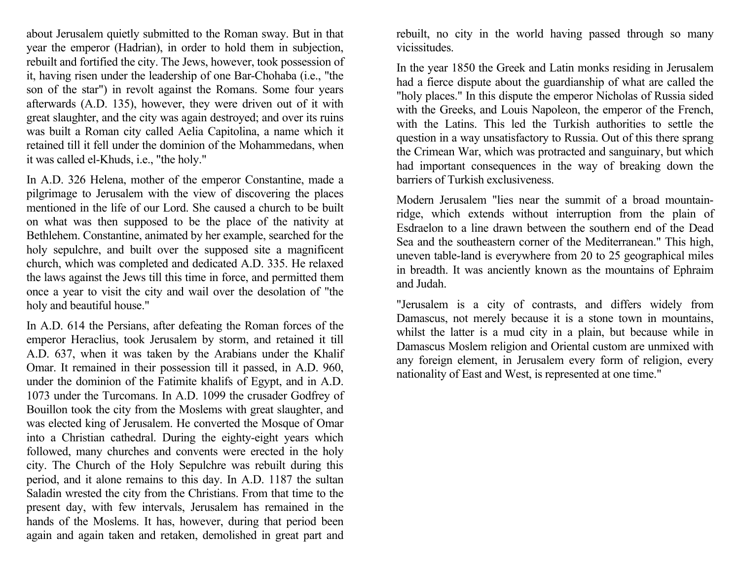about Jerusalem quietly submitted to the Roman sway. But in that year the emperor (Hadrian), in order to hold them in subjection, rebuilt and fortified the city. The Jews, however, took possession of it, having risen under the leadership of one Bar-Chohaba (i.e., "the son of the star") in revolt against the Romans. Some four years afterwards (A.D. 135), however, they were driven out of it with great slaughter, and the city was again destroyed; and over its ruins was built a Roman city called Aelia Capitolina, a name which it retained till it fell under the dominion of the Mohammedans, when it was called el-Khuds, i.e., "the holy."

In A.D. 326 Helena, mother of the emperor Constantine, made a pilgrimage to Jerusalem with the view of discovering the places mentioned in the life of our Lord. She caused a church to be built on what was then supposed to be the place of the nativity at Bethlehem. Constantine, animated by her example, searched for the holy sepulchre, and built over the supposed site a magnificent church, which was completed and dedicated A.D. 335. He relaxed the laws against the Jews till this time in force, and permitted them once a year to visit the city and wail over the desolation of "the holy and beautiful house."

In A.D. 614 the Persians, after defeating the Roman forces of the emperor Heraclius, took Jerusalem by storm, and retained it till A.D. 637, when it was taken by the Arabians under the Khalif Omar. It remained in their possession till it passed, in A.D. 960, under the dominion of the Fatimite khalifs of Egypt, and in A.D. 1073 under the Turcomans. In A.D. 1099 the crusader Godfrey of Bouillon took the city from the Moslems with great slaughter, and was elected king of Jerusalem. He converted the Mosque of Omar into a Christian cathedral. During the eighty-eight years which followed, many churches and convents were erected in the holy city. The Church of the Holy Sepulchre was rebuilt during this period, and it alone remains to this day. In A.D. 1187 the sultan Saladin wrested the city from the Christians. From that time to the present day, with few intervals, Jerusalem has remained in the hands of the Moslems. It has, however, during that period been again and again taken and retaken, demolished in great part and rebuilt, no city in the world having passed through so many vicissitudes.

In the year 1850 the Greek and Latin monks residing in Jerusalem had a fierce dispute about the guardianship of what are called the "holy places." In this dispute the emperor Nicholas of Russia sided with the Greeks, and Louis Napoleon, the emperor of the French, with the Latins. This led the Turkish authorities to settle the question in a way unsatisfactory to Russia. Out of this there sprang the Crimean War, which was protracted and sanguinary, but which had important consequences in the way of breaking down the barriers of Turkish exclusiveness.

Modern Jerusalem "lies near the summit of a broad mountain-ridge, which extends without interruption from the plain of Esdraelon to a line drawn between the southern end of the Dead Sea and the southeastern corner of the Mediterranean." This high, uneven table-land is everywhere from 20 to 25 geographical miles in breadth. It was anciently known as the mountains of Ephraim and Judah.

"Jerusalem is a city of contrasts, and differs widely from Damascus, not merely because it is a stone town in mountains, whilst the latter is a mud city in a plain, but because while in Damascus Moslem religion and Oriental custom are unmixed with any foreign element, in Jerusalem every form of religion, every nationality of East and West, is represented at one time."